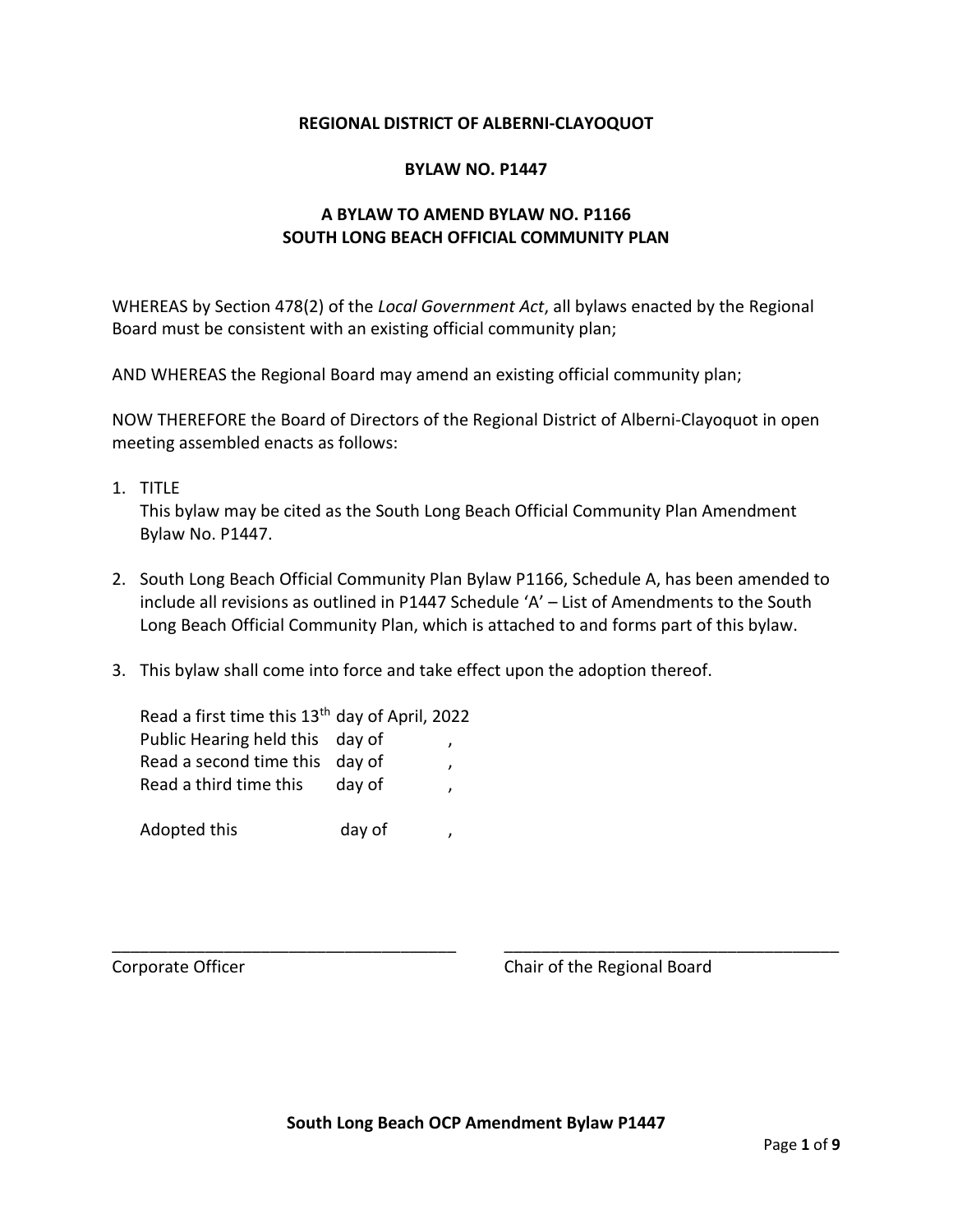**REGIONAL DISTRICT OF ALBERNI-CLAYOQUOT**

**BYLAW NO. P1447**

**A BYLAW TO AMEND BYLAW NO. P1166**
**SOUTH LONG BEACH OFFICIAL COMMUNITY PLAN**

WHEREAS by Section 478(2) of the *Local Government Act*, all bylaws enacted by the Regional Board must be consistent with an existing official community plan;

AND WHEREAS the Regional Board may amend an existing official community plan;

NOW THEREFORE the Board of Directors of the Regional District of Alberni-Clayoquot in open meeting assembled enacts as follows:

1. TITLE
   This bylaw may be cited as the South Long Beach Official Community Plan Amendment Bylaw No. P1447.

2. South Long Beach Official Community Plan Bylaw P1166, Schedule A, has been amended to include all revisions as outlined in P1447 Schedule 'A' – List of Amendments to the South Long Beach Official Community Plan, which is attached to and forms part of this bylaw.

3. This bylaw shall come into force and take effect upon the adoption thereof.

Read a first time this 13th day of April, 2022
Public Hearing held this day of ,
Read a second time this day of ,
Read a third time this day of ,

Adopted this day of ,

\_\_\_\_\_\_\_\_\_\_\_\_\_\_\_\_\_\_\_\_\_\_\_\_\_\_\_\_\_\_\_\_\_\_\_\_
Corporate Officer

\_\_\_\_\_\_\_\_\_\_\_\_\_\_\_\_\_\_\_\_\_\_\_\_\_\_\_\_\_\_\_\_\_\_\_\_
Chair of the Regional Board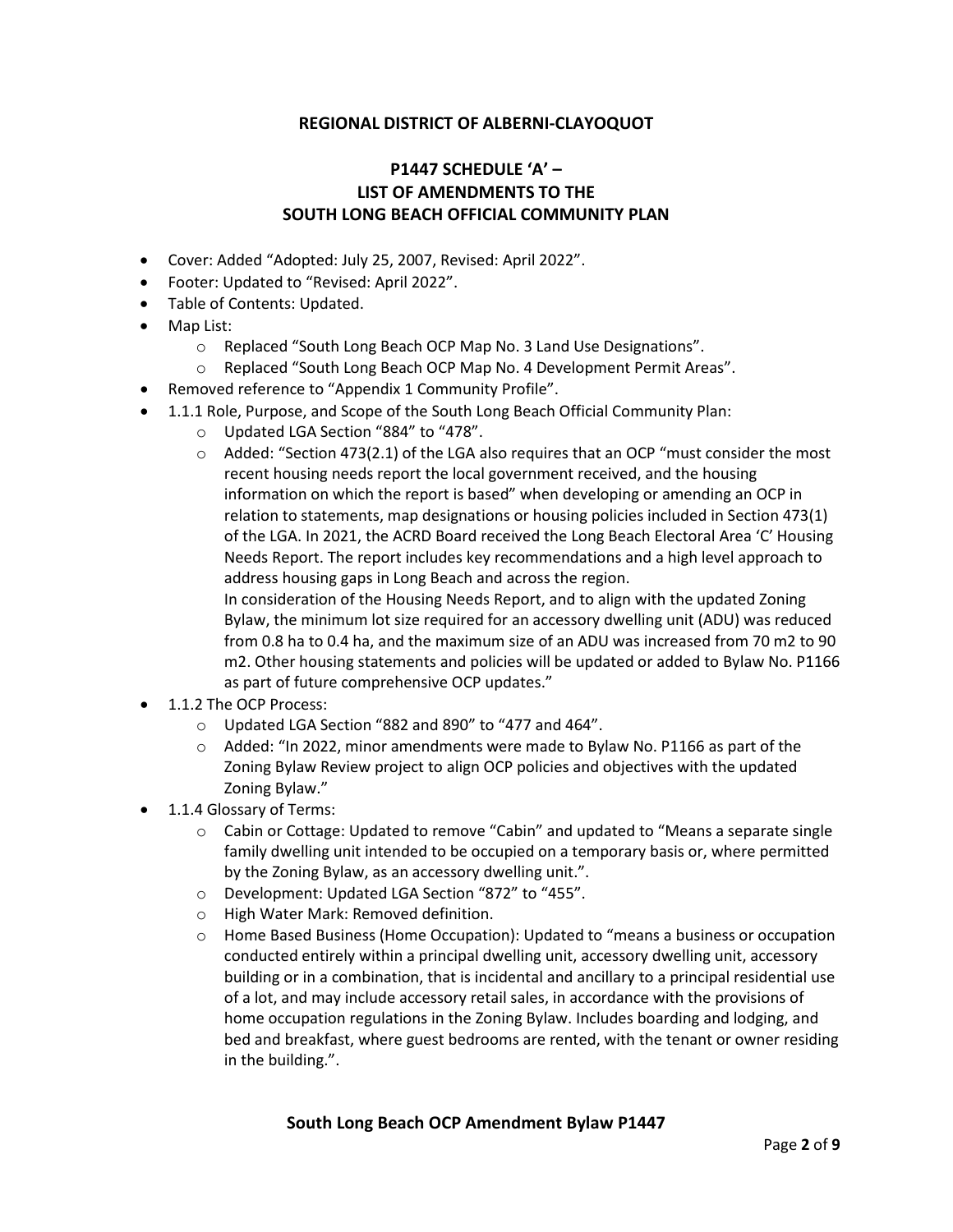**REGIONAL DISTRICT OF ALBERNI-CLAYOQUOT**

**P1447 SCHEDULE 'A' –
LIST OF AMENDMENTS TO THE
SOUTH LONG BEACH OFFICIAL COMMUNITY PLAN**

- Cover: Added "Adopted: July 25, 2007, Revised: April 2022".
- Footer: Updated to "Revised: April 2022".
- Table of Contents: Updated.
- Map List:
  - Replaced "South Long Beach OCP Map No. 3 Land Use Designations".
  - Replaced "South Long Beach OCP Map No. 4 Development Permit Areas".
- Removed reference to "Appendix 1 Community Profile".
- 1.1.1 Role, Purpose, and Scope of the South Long Beach Official Community Plan:
  - Updated LGA Section "884" to "478".
  - Added: "Section 473(2.1) of the LGA also requires that an OCP "must consider the most recent housing needs report the local government received, and the housing information on which the report is based" when developing or amending an OCP in relation to statements, map designations or housing policies included in Section 473(1) of the LGA. In 2021, the ACRD Board received the Long Beach Electoral Area 'C' Housing Needs Report. The report includes key recommendations and a high level approach to address housing gaps in Long Beach and across the region.
    In consideration of the Housing Needs Report, and to align with the updated Zoning Bylaw, the minimum lot size required for an accessory dwelling unit (ADU) was reduced from 0.8 ha to 0.4 ha, and the maximum size of an ADU was increased from 70 m2 to 90 m2. Other housing statements and policies will be updated or added to Bylaw No. P1166 as part of future comprehensive OCP updates."
- 1.1.2 The OCP Process:
  - Updated LGA Section "882 and 890" to "477 and 464".
  - Added: "In 2022, minor amendments were made to Bylaw No. P1166 as part of the Zoning Bylaw Review project to align OCP policies and objectives with the updated Zoning Bylaw."
- 1.1.4 Glossary of Terms:
  - Cabin or Cottage: Updated to remove "Cabin" and updated to "Means a separate single family dwelling unit intended to be occupied on a temporary basis or, where permitted by the Zoning Bylaw, as an accessory dwelling unit.".
  - Development: Updated LGA Section "872" to "455".
  - High Water Mark: Removed definition.
  - Home Based Business (Home Occupation): Updated to "means a business or occupation conducted entirely within a principal dwelling unit, accessory dwelling unit, accessory building or in a combination, that is incidental and ancillary to a principal residential use of a lot, and may include accessory retail sales, in accordance with the provisions of home occupation regulations in the Zoning Bylaw. Includes boarding and lodging, and bed and breakfast, where guest bedrooms are rented, with the tenant or owner residing in the building.".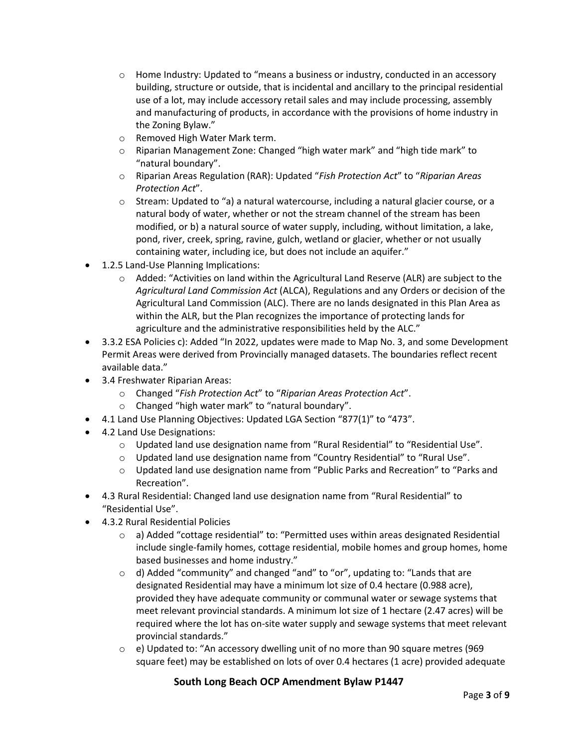- Home Industry: Updated to "means a business or industry, conducted in an accessory building, structure or outside, that is incidental and ancillary to the principal residential use of a lot, may include accessory retail sales and may include processing, assembly and manufacturing of products, in accordance with the provisions of home industry in the Zoning Bylaw."
  - Removed High Water Mark term.
  - Riparian Management Zone: Changed "high water mark" and "high tide mark" to "natural boundary".
  - Riparian Areas Regulation (RAR): Updated "*Fish Protection Act*" to "*Riparian Areas Protection Act*".
  - Stream: Updated to "a) a natural watercourse, including a natural glacier course, or a natural body of water, whether or not the stream channel of the stream has been modified, or b) a natural source of water supply, including, without limitation, a lake, pond, river, creek, spring, ravine, gulch, wetland or glacier, whether or not usually containing water, including ice, but does not include an aquifer."
- 1.2.5 Land-Use Planning Implications:
  - Added: "Activities on land within the Agricultural Land Reserve (ALR) are subject to the *Agricultural Land Commission Act* (ALCA), Regulations and any Orders or decision of the Agricultural Land Commission (ALC). There are no lands designated in this Plan Area as within the ALR, but the Plan recognizes the importance of protecting lands for agriculture and the administrative responsibilities held by the ALC."
- 3.3.2 ESA Policies c): Added "In 2022, updates were made to Map No. 3, and some Development Permit Areas were derived from Provincially managed datasets. The boundaries reflect recent available data."
- 3.4 Freshwater Riparian Areas:
  - Changed "*Fish Protection Act*" to "*Riparian Areas Protection Act*".
  - Changed "high water mark" to "natural boundary".
- 4.1 Land Use Planning Objectives: Updated LGA Section "877(1)" to "473".
- 4.2 Land Use Designations:
  - Updated land use designation name from "Rural Residential" to "Residential Use".
  - Updated land use designation name from "Country Residential" to "Rural Use".
  - Updated land use designation name from "Public Parks and Recreation" to "Parks and Recreation".
- 4.3 Rural Residential: Changed land use designation name from "Rural Residential" to "Residential Use".
- 4.3.2 Rural Residential Policies
  - a) Added "cottage residential" to: "Permitted uses within areas designated Residential include single-family homes, cottage residential, mobile homes and group homes, home based businesses and home industry."
  - d) Added "community" and changed "and" to "or", updating to: "Lands that are designated Residential may have a minimum lot size of 0.4 hectare (0.988 acre), provided they have adequate community or communal water or sewage systems that meet relevant provincial standards. A minimum lot size of 1 hectare (2.47 acres) will be required where the lot has on-site water supply and sewage systems that meet relevant provincial standards."
  - e) Updated to: "An accessory dwelling unit of no more than 90 square metres (969 square feet) may be established on lots of over 0.4 hectares (1 acre) provided adequate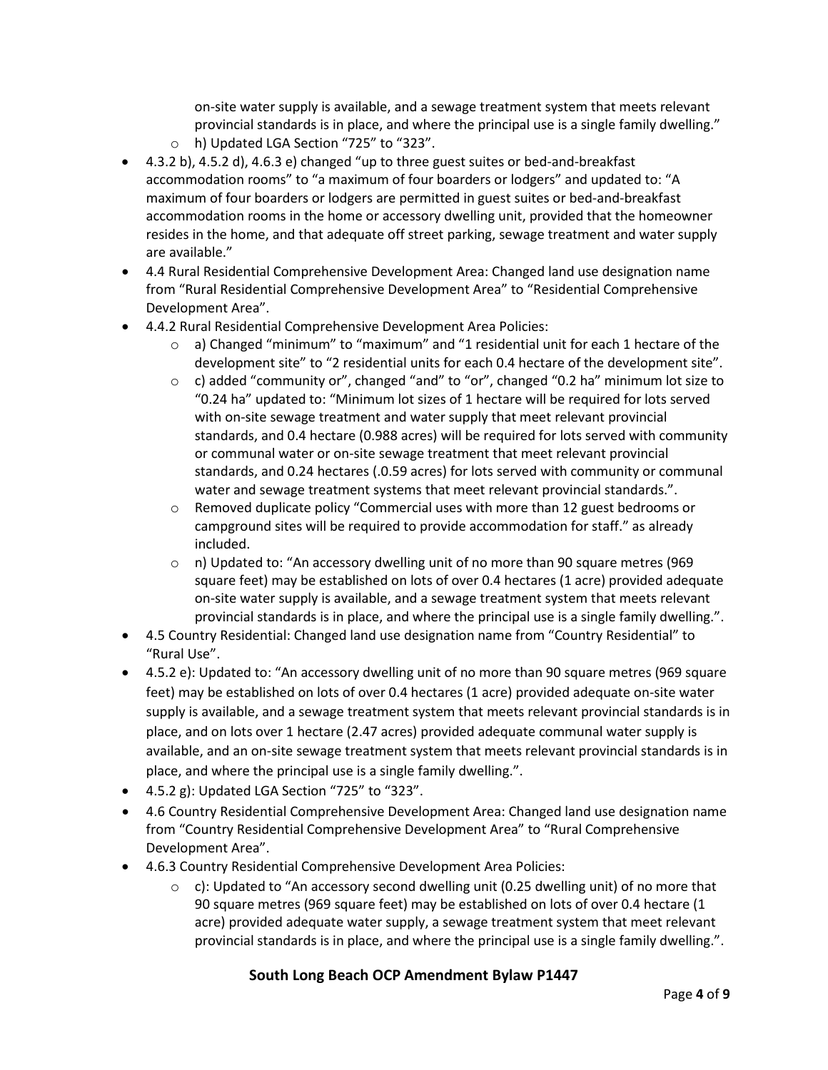on-site water supply is available, and a sewage treatment system that meets relevant provincial standards is in place, and where the principal use is a single family dwelling."

  - h) Updated LGA Section "725" to "323".

- 4.3.2 b), 4.5.2 d), 4.6.3 e) changed "up to three guest suites or bed-and-breakfast accommodation rooms" to "a maximum of four boarders or lodgers" and updated to: "A maximum of four boarders or lodgers are permitted in guest suites or bed-and-breakfast accommodation rooms in the home or accessory dwelling unit, provided that the homeowner resides in the home, and that adequate off street parking, sewage treatment and water supply are available."
- 4.4 Rural Residential Comprehensive Development Area: Changed land use designation name from "Rural Residential Comprehensive Development Area" to "Residential Comprehensive Development Area".
- 4.4.2 Rural Residential Comprehensive Development Area Policies:
  - a) Changed "minimum" to "maximum" and "1 residential unit for each 1 hectare of the development site" to "2 residential units for each 0.4 hectare of the development site".
  - c) added "community or", changed "and" to "or", changed "0.2 ha" minimum lot size to "0.24 ha" updated to: "Minimum lot sizes of 1 hectare will be required for lots served with on-site sewage treatment and water supply that meet relevant provincial standards, and 0.4 hectare (0.988 acres) will be required for lots served with community or communal water or on-site sewage treatment that meet relevant provincial standards, and 0.24 hectares (.0.59 acres) for lots served with community or communal water and sewage treatment systems that meet relevant provincial standards.".
  - Removed duplicate policy "Commercial uses with more than 12 guest bedrooms or campground sites will be required to provide accommodation for staff." as already included.
  - n) Updated to: "An accessory dwelling unit of no more than 90 square metres (969 square feet) may be established on lots of over 0.4 hectares (1 acre) provided adequate on-site water supply is available, and a sewage treatment system that meets relevant provincial standards is in place, and where the principal use is a single family dwelling.".
- 4.5 Country Residential: Changed land use designation name from "Country Residential" to "Rural Use".
- 4.5.2 e): Updated to: "An accessory dwelling unit of no more than 90 square metres (969 square feet) may be established on lots of over 0.4 hectares (1 acre) provided adequate on-site water supply is available, and a sewage treatment system that meets relevant provincial standards is in place, and on lots over 1 hectare (2.47 acres) provided adequate communal water supply is available, and an on-site sewage treatment system that meets relevant provincial standards is in place, and where the principal use is a single family dwelling.".
- 4.5.2 g): Updated LGA Section "725" to "323".
- 4.6 Country Residential Comprehensive Development Area: Changed land use designation name from "Country Residential Comprehensive Development Area" to "Rural Comprehensive Development Area".
- 4.6.3 Country Residential Comprehensive Development Area Policies:
  - c): Updated to "An accessory second dwelling unit (0.25 dwelling unit) of no more that 90 square metres (969 square feet) may be established on lots of over 0.4 hectare (1 acre) provided adequate water supply, a sewage treatment system that meet relevant provincial standards is in place, and where the principal use is a single family dwelling.".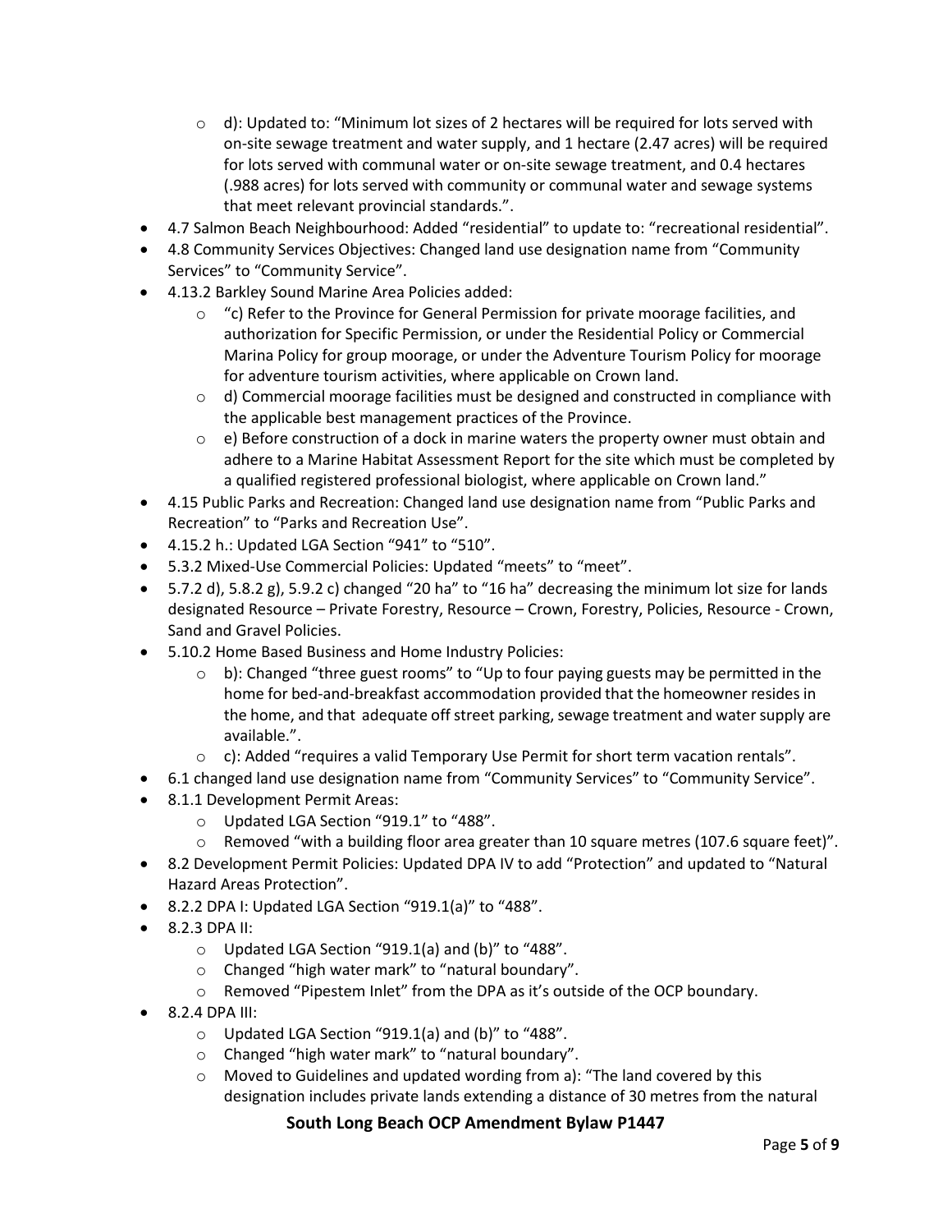- d): Updated to: "Minimum lot sizes of 2 hectares will be required for lots served with on-site sewage treatment and water supply, and 1 hectare (2.47 acres) will be required for lots served with communal water or on-site sewage treatment, and 0.4 hectares (.988 acres) for lots served with community or communal water and sewage systems that meet relevant provincial standards.".
- 4.7 Salmon Beach Neighbourhood: Added "residential" to update to: "recreational residential".
- 4.8 Community Services Objectives: Changed land use designation name from "Community Services" to "Community Service".
- 4.13.2 Barkley Sound Marine Area Policies added:
  - "c) Refer to the Province for General Permission for private moorage facilities, and authorization for Specific Permission, or under the Residential Policy or Commercial Marina Policy for group moorage, or under the Adventure Tourism Policy for moorage for adventure tourism activities, where applicable on Crown land.
  - d) Commercial moorage facilities must be designed and constructed in compliance with the applicable best management practices of the Province.
  - e) Before construction of a dock in marine waters the property owner must obtain and adhere to a Marine Habitat Assessment Report for the site which must be completed by a qualified registered professional biologist, where applicable on Crown land."
- 4.15 Public Parks and Recreation: Changed land use designation name from "Public Parks and Recreation" to "Parks and Recreation Use".
- 4.15.2 h.: Updated LGA Section "941" to "510".
- 5.3.2 Mixed-Use Commercial Policies: Updated "meets" to "meet".
- 5.7.2 d), 5.8.2 g), 5.9.2 c) changed "20 ha" to "16 ha" decreasing the minimum lot size for lands designated Resource – Private Forestry, Resource – Crown, Forestry, Policies, Resource - Crown, Sand and Gravel Policies.
- 5.10.2 Home Based Business and Home Industry Policies:
  - b): Changed "three guest rooms" to "Up to four paying guests may be permitted in the home for bed-and-breakfast accommodation provided that the homeowner resides in the home, and that adequate off street parking, sewage treatment and water supply are available.".
  - c): Added "requires a valid Temporary Use Permit for short term vacation rentals".
- 6.1 changed land use designation name from "Community Services" to "Community Service".
- 8.1.1 Development Permit Areas:
  - Updated LGA Section "919.1" to "488".
  - Removed "with a building floor area greater than 10 square metres (107.6 square feet)".
- 8.2 Development Permit Policies: Updated DPA IV to add "Protection" and updated to "Natural Hazard Areas Protection".
- 8.2.2 DPA I: Updated LGA Section "919.1(a)" to "488".
- 8.2.3 DPA II:
  - Updated LGA Section "919.1(a) and (b)" to "488".
  - Changed "high water mark" to "natural boundary".
  - Removed "Pipestem Inlet" from the DPA as it's outside of the OCP boundary.
- 8.2.4 DPA III:
  - Updated LGA Section "919.1(a) and (b)" to "488".
  - Changed "high water mark" to "natural boundary".
  - Moved to Guidelines and updated wording from a): "The land covered by this designation includes private lands extending a distance of 30 metres from the natural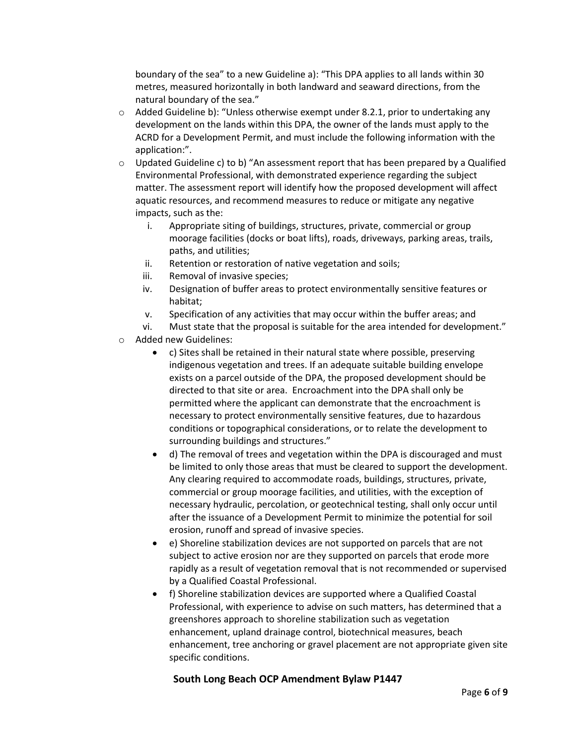boundary of the sea" to a new Guideline a): "This DPA applies to all lands within 30 metres, measured horizontally in both landward and seaward directions, from the natural boundary of the sea."

- Added Guideline b): "Unless otherwise exempt under 8.2.1, prior to undertaking any development on the lands within this DPA, the owner of the lands must apply to the ACRD for a Development Permit, and must include the following information with the application:".
- Updated Guideline c) to b) "An assessment report that has been prepared by a Qualified Environmental Professional, with demonstrated experience regarding the subject matter. The assessment report will identify how the proposed development will affect aquatic resources, and recommend measures to reduce or mitigate any negative impacts, such as the:
  - i. Appropriate siting of buildings, structures, private, commercial or group moorage facilities (docks or boat lifts), roads, driveways, parking areas, trails, paths, and utilities;
  - ii. Retention or restoration of native vegetation and soils;
  - iii. Removal of invasive species;
  - iv. Designation of buffer areas to protect environmentally sensitive features or habitat;
  - v. Specification of any activities that may occur within the buffer areas; and
  - vi. Must state that the proposal is suitable for the area intended for development."
- Added new Guidelines:
  - c) Sites shall be retained in their natural state where possible, preserving indigenous vegetation and trees. If an adequate suitable building envelope exists on a parcel outside of the DPA, the proposed development should be directed to that site or area. Encroachment into the DPA shall only be permitted where the applicant can demonstrate that the encroachment is necessary to protect environmentally sensitive features, due to hazardous conditions or topographical considerations, or to relate the development to surrounding buildings and structures."
  - d) The removal of trees and vegetation within the DPA is discouraged and must be limited to only those areas that must be cleared to support the development. Any clearing required to accommodate roads, buildings, structures, private, commercial or group moorage facilities, and utilities, with the exception of necessary hydraulic, percolation, or geotechnical testing, shall only occur until after the issuance of a Development Permit to minimize the potential for soil erosion, runoff and spread of invasive species.
  - e) Shoreline stabilization devices are not supported on parcels that are not subject to active erosion nor are they supported on parcels that erode more rapidly as a result of vegetation removal that is not recommended or supervised by a Qualified Coastal Professional.
  - f) Shoreline stabilization devices are supported where a Qualified Coastal Professional, with experience to advise on such matters, has determined that a greenshores approach to shoreline stabilization such as vegetation enhancement, upland drainage control, biotechnical measures, beach enhancement, tree anchoring or gravel placement are not appropriate given site specific conditions.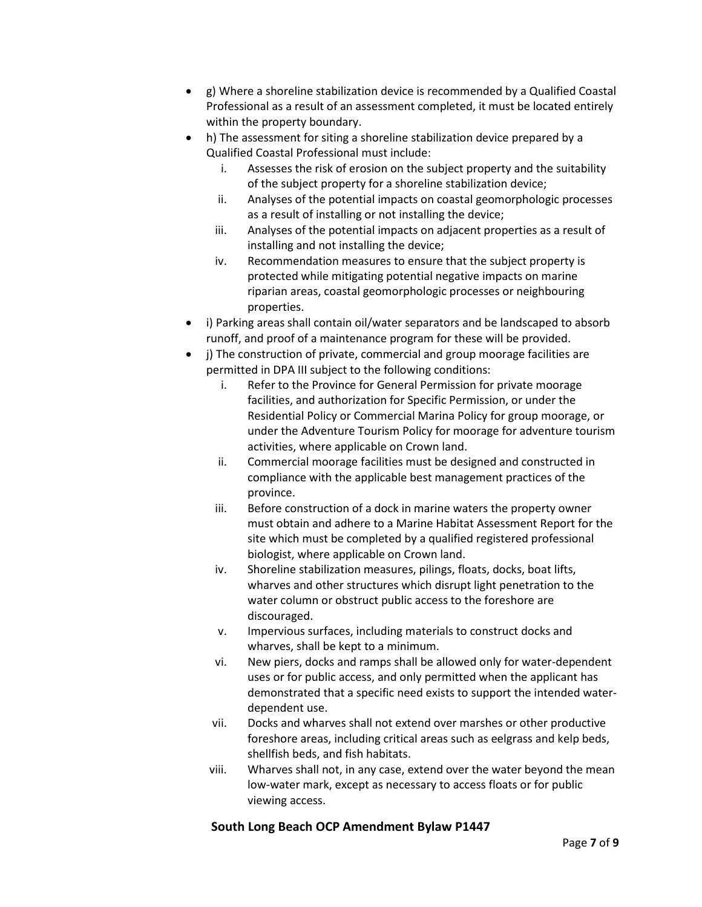- g) Where a shoreline stabilization device is recommended by a Qualified Coastal Professional as a result of an assessment completed, it must be located entirely within the property boundary.
- h) The assessment for siting a shoreline stabilization device prepared by a Qualified Coastal Professional must include:
    - i. Assesses the risk of erosion on the subject property and the suitability of the subject property for a shoreline stabilization device;
    - ii. Analyses of the potential impacts on coastal geomorphologic processes as a result of installing or not installing the device;
    - iii. Analyses of the potential impacts on adjacent properties as a result of installing and not installing the device;
    - iv. Recommendation measures to ensure that the subject property is protected while mitigating potential negative impacts on marine riparian areas, coastal geomorphologic processes or neighbouring properties.
- i) Parking areas shall contain oil/water separators and be landscaped to absorb runoff, and proof of a maintenance program for these will be provided.
- j) The construction of private, commercial and group moorage facilities are permitted in DPA III subject to the following conditions:
    - i. Refer to the Province for General Permission for private moorage facilities, and authorization for Specific Permission, or under the Residential Policy or Commercial Marina Policy for group moorage, or under the Adventure Tourism Policy for moorage for adventure tourism activities, where applicable on Crown land.
    - ii. Commercial moorage facilities must be designed and constructed in compliance with the applicable best management practices of the province.
    - iii. Before construction of a dock in marine waters the property owner must obtain and adhere to a Marine Habitat Assessment Report for the site which must be completed by a qualified registered professional biologist, where applicable on Crown land.
    - iv. Shoreline stabilization measures, pilings, floats, docks, boat lifts, wharves and other structures which disrupt light penetration to the water column or obstruct public access to the foreshore are discouraged.
    - v. Impervious surfaces, including materials to construct docks and wharves, shall be kept to a minimum.
    - vi. New piers, docks and ramps shall be allowed only for water-dependent uses or for public access, and only permitted when the applicant has demonstrated that a specific need exists to support the intended water-dependent use.
    - vii. Docks and wharves shall not extend over marshes or other productive foreshore areas, including critical areas such as eelgrass and kelp beds, shellfish beds, and fish habitats.
    - viii. Wharves shall not, in any case, extend over the water beyond the mean low-water mark, except as necessary to access floats or for public viewing access.

**South Long Beach OCP Amendment Bylaw P1447**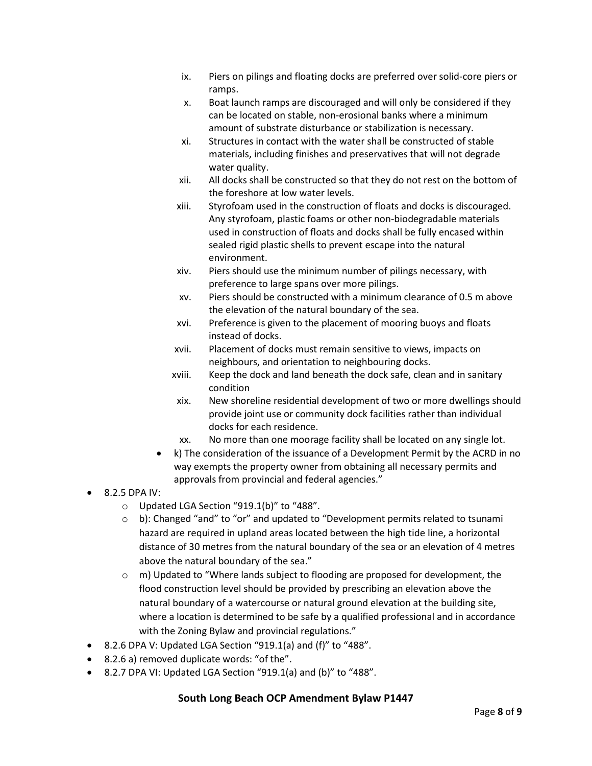ix. Piers on pilings and floating docks are preferred over solid-core piers or ramps.
    x. Boat launch ramps are discouraged and will only be considered if they can be located on stable, non-erosional banks where a minimum amount of substrate disturbance or stabilization is necessary.
    xi. Structures in contact with the water shall be constructed of stable materials, including finishes and preservatives that will not degrade water quality.
    xii. All docks shall be constructed so that they do not rest on the bottom of the foreshore at low water levels.
    xiii. Styrofoam used in the construction of floats and docks is discouraged. Any styrofoam, plastic foams or other non-biodegradable materials used in construction of floats and docks shall be fully encased within sealed rigid plastic shells to prevent escape into the natural environment.
    xiv. Piers should use the minimum number of pilings necessary, with preference to large spans over more pilings.
    xv. Piers should be constructed with a minimum clearance of 0.5 m above the elevation of the natural boundary of the sea.
    xvi. Preference is given to the placement of mooring buoys and floats instead of docks.
    xvii. Placement of docks must remain sensitive to views, impacts on neighbours, and orientation to neighbouring docks.
    xviii. Keep the dock and land beneath the dock safe, clean and in sanitary condition
    xix. New shoreline residential development of two or more dwellings should provide joint use or community dock facilities rather than individual docks for each residence.
    xx. No more than one moorage facility shall be located on any single lot.
  - k) The consideration of the issuance of a Development Permit by the ACRD in no way exempts the property owner from obtaining all necessary permits and approvals from provincial and federal agencies."
- 8.2.5 DPA IV:
  - Updated LGA Section "919.1(b)" to "488".
  - b): Changed "and" to "or" and updated to "Development permits related to tsunami hazard are required in upland areas located between the high tide line, a horizontal distance of 30 metres from the natural boundary of the sea or an elevation of 4 metres above the natural boundary of the sea."
  - m) Updated to "Where lands subject to flooding are proposed for development, the flood construction level should be provided by prescribing an elevation above the natural boundary of a watercourse or natural ground elevation at the building site, where a location is determined to be safe by a qualified professional and in accordance with the Zoning Bylaw and provincial regulations."
- 8.2.6 DPA V: Updated LGA Section "919.1(a) and (f)" to "488".
- 8.2.6 a) removed duplicate words: "of the".
- 8.2.7 DPA VI: Updated LGA Section "919.1(a) and (b)" to "488".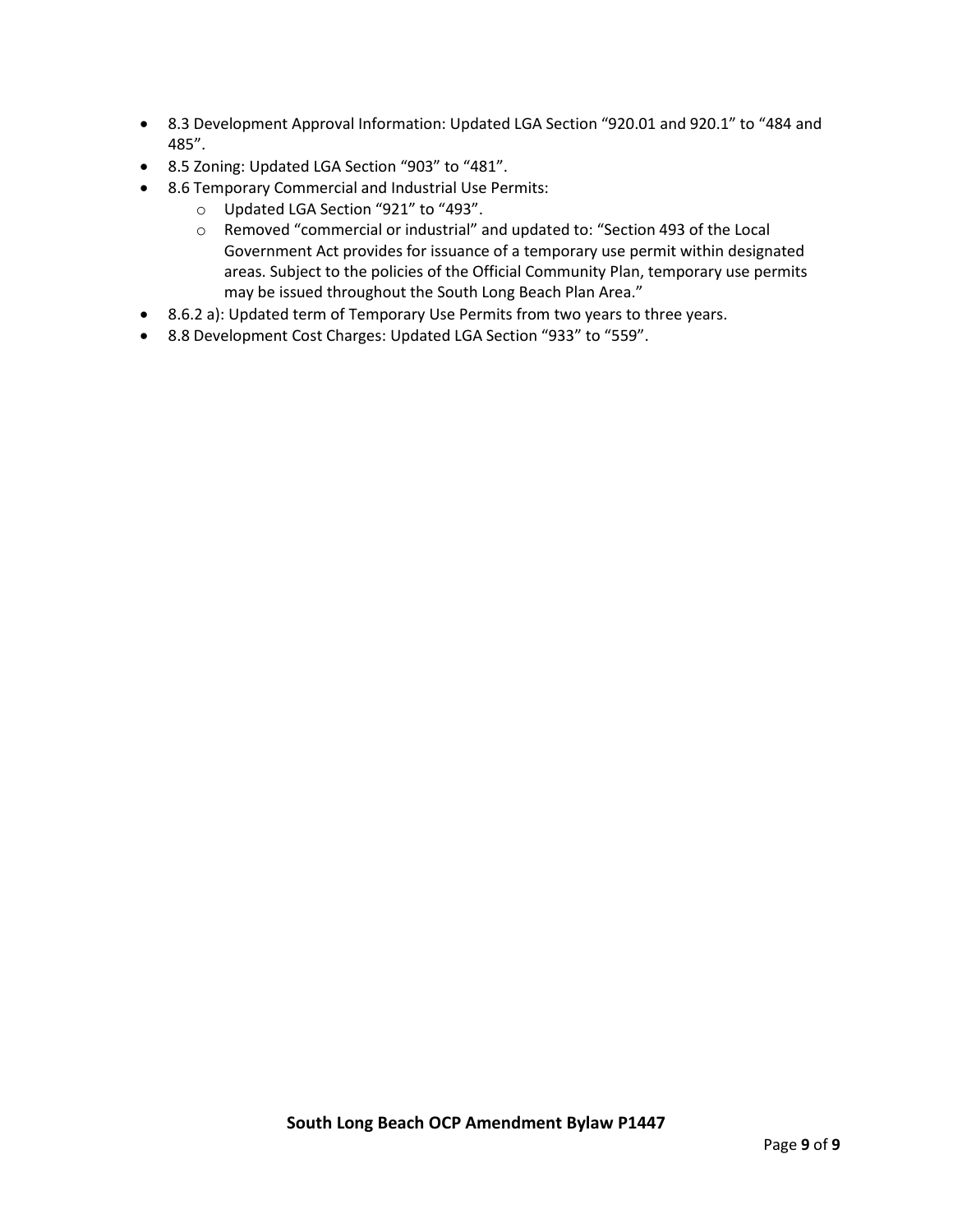- 8.3 Development Approval Information: Updated LGA Section "920.01 and 920.1" to "484 and 485".
- 8.5 Zoning: Updated LGA Section "903" to "481".
- 8.6 Temporary Commercial and Industrial Use Permits:
  - Updated LGA Section "921" to "493".
  - Removed "commercial or industrial" and updated to: "Section 493 of the Local Government Act provides for issuance of a temporary use permit within designated areas. Subject to the policies of the Official Community Plan, temporary use permits may be issued throughout the South Long Beach Plan Area."
- 8.6.2 a): Updated term of Temporary Use Permits from two years to three years.
- 8.8 Development Cost Charges: Updated LGA Section "933" to "559".